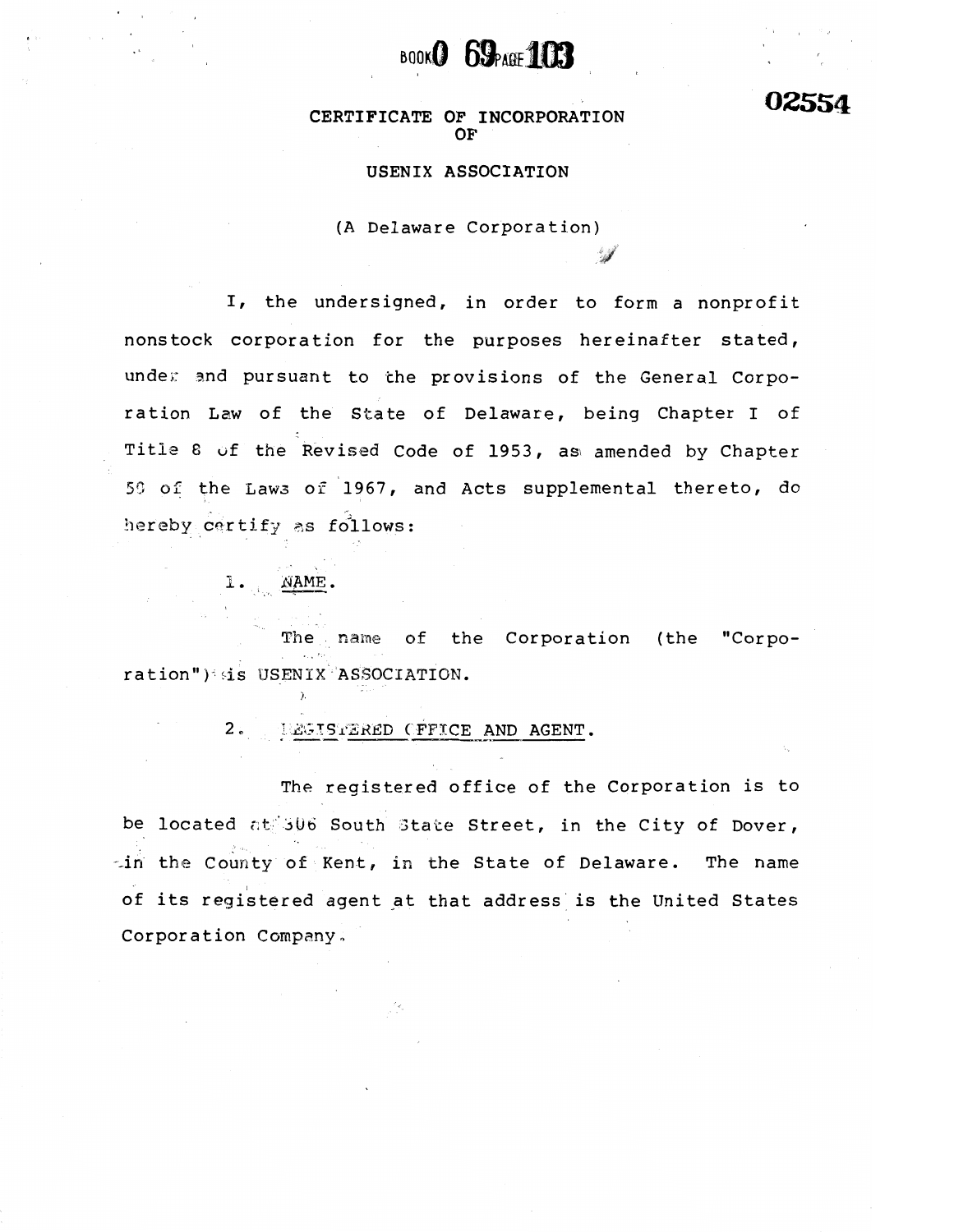BOOK 0 69 PAGE 103

02554

# CERTIFICATE OF INCORPORATION OF USENIX ASSOCIATION

(A Delaware Corporation)

I, the undersigned, in order to form a nonprofit nonstock corporation for the purposes hereinafter stated, under and pursuant to the provisions of the General Corporation Law of the State of Delaware, being Chapter I of Title 8 of the Revised Code of 1953, as amended by Chapter 50 of the Laws of 1967, and Acts supplemental thereto, do hereby certify as follows:

1. NAME.

The name of the Corporation (the "Corporation") is USENIX ASSOCIATION.

2. REGISTERED OFFICE AND AGENT.

The registered office of the Corporation is to be located at 306 South State Street, in the City of Dover, in the County of Kent, in the State of Delaware. The name of its registered agent at that address is the United States Corporation Company.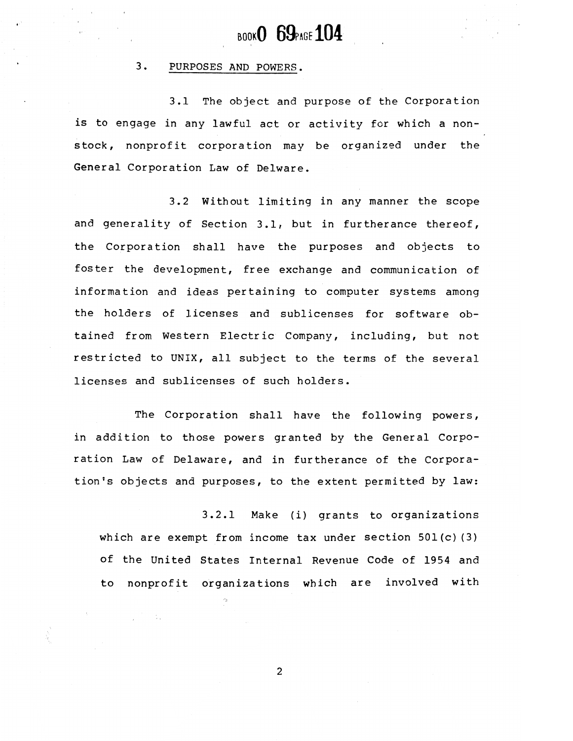3. <u>PURPOSES AND POWERS</u>.

3.1 The object and purpose of the Corporation is to engage in any lawful act or activity for which a non-stock, nonprofit corporation may be organized under the General Corporation Law of Delware.

3.2 Without limiting in any manner the scope and generality of Section 3.1, but in furtherance thereof, the Corporation shall have the purposes and objects to foster the development, free exchange and communication of information and ideas pertaining to computer systems among the holders of licenses and sublicenses for software obtained from Western Electric Company, including, but not restricted to UNIX, all subject to the terms of the several licenses and sublicenses of such holders.

The Corporation shall have the following powers, in addition to those powers granted by the General Corporation Law of Delaware, and in furtherance of the Corporation's objects and purposes, to the extent permitted by law:

3.2.1 Make (i) grants to organizations which are exempt from income tax under section 501(c)(3) of the United States Internal Revenue Code of 1954 and to nonprofit organizations which are involved with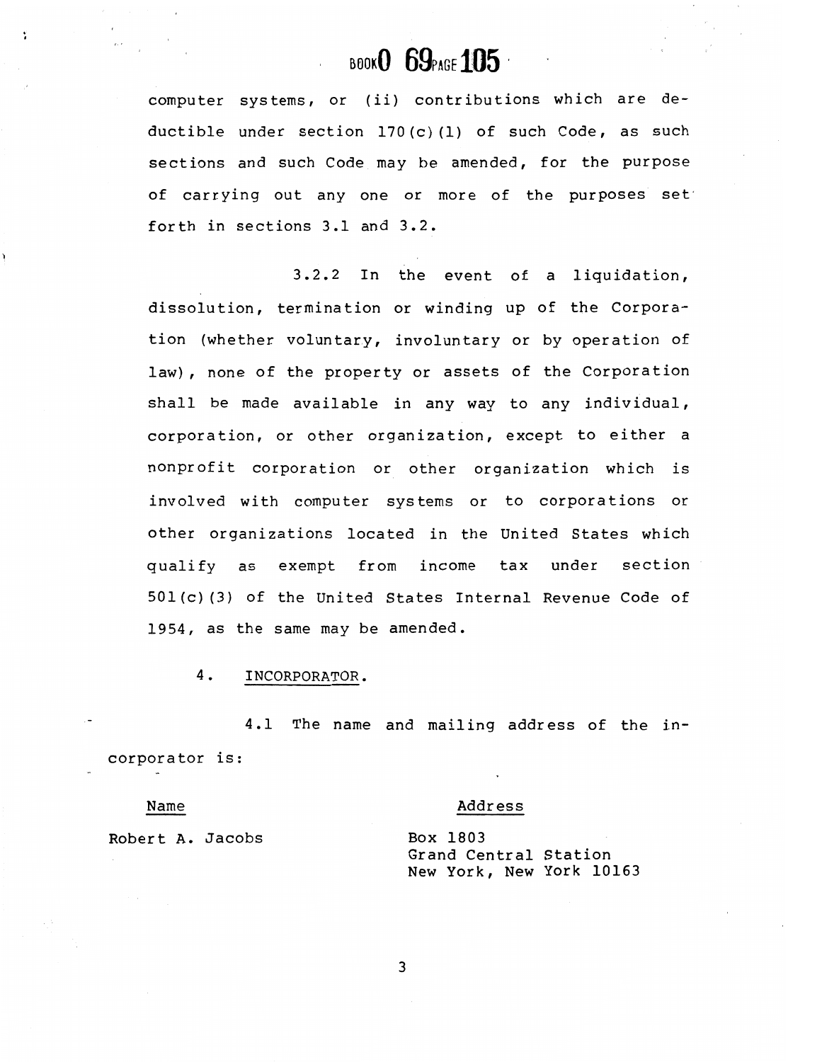computer systems, or (ii) contributions which are deductible under section 170(c)(1) of such Code, as such sections and such Code may be amended, for the purpose of carrying out any one or more of the purposes set forth in sections 3.1 and 3.2.

3.2.2 In the event of a liquidation, dissolution, termination or winding up of the Corporation (whether voluntary, involuntary or by operation of law), none of the property or assets of the Corporation shall be made available in any way to any individual, corporation, or other organization, except to either a nonprofit corporation or other organization which is involved with computer systems or to corporations or other organizations located in the United States which qualify as exempt from income tax under section 501(c)(3) of the United States Internal Revenue Code of 1954, as the same may be amended.

4. INCORPORATOR.

4.1 The name and mailing address of the incorporator is:

| Name | Address |
|---|---|
| Robert A. Jacobs | Box 1803<br>Grand Central Station<br>New York, New York 10163 |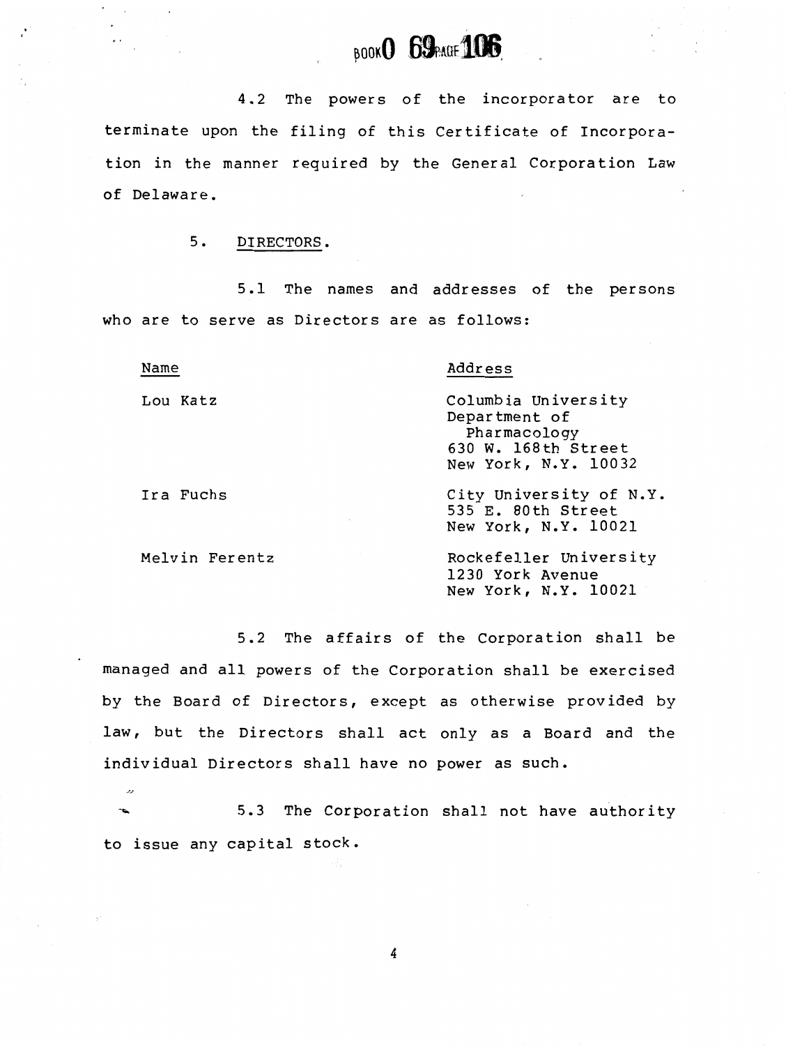4.2 The powers of the incorporator are to terminate upon the filing of this Certificate of Incorporation in the manner required by the General Corporation Law of Delaware.

5. DIRECTORS.

5.1 The names and addresses of the persons who are to serve as Directors are as follows:

| Name | Address |
| --- | --- |
| Lou Katz | Columbia University Department of Pharmacology 630 W. 168th Street New York, N.Y. 10032 |
| Ira Fuchs | City University of N.Y. 535 E. 80th Street New York, N.Y. 10021 |
| Melvin Ferentz | Rockefeller University 1230 York Avenue New York, N.Y. 10021 |

5.2 The affairs of the Corporation shall be managed and all powers of the Corporation shall be exercised by the Board of Directors, except as otherwise provided by law, but the Directors shall act only as a Board and the individual Directors shall have no power as such.

5.3 The Corporation shall not have authority to issue any capital stock.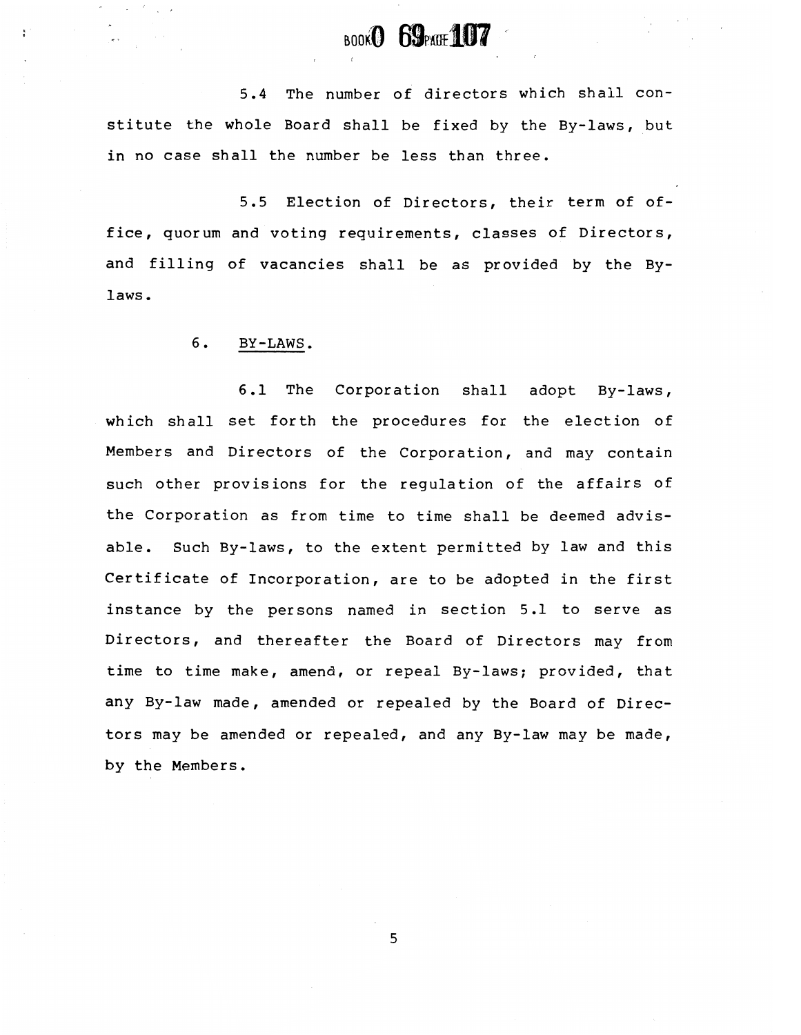5.4 The number of directors which shall constitute the whole Board shall be fixed by the By-laws, but in no case shall the number be less than three.

5.5 Election of Directors, their term of office, quorum and voting requirements, classes of Directors, and filling of vacancies shall be as provided by the By-laws.

## 6. BY-LAWS.

6.1 The Corporation shall adopt By-laws, which shall set forth the procedures for the election of Members and Directors of the Corporation, and may contain such other provisions for the regulation of the affairs of the Corporation as from time to time shall be deemed advisable. Such By-laws, to the extent permitted by law and this Certificate of Incorporation, are to be adopted in the first instance by the persons named in section 5.1 to serve as Directors, and thereafter the Board of Directors may from time to time make, amend, or repeal By-laws; provided, that any By-law made, amended or repealed by the Board of Directors may be amended or repealed, and any By-law may be made, by the Members.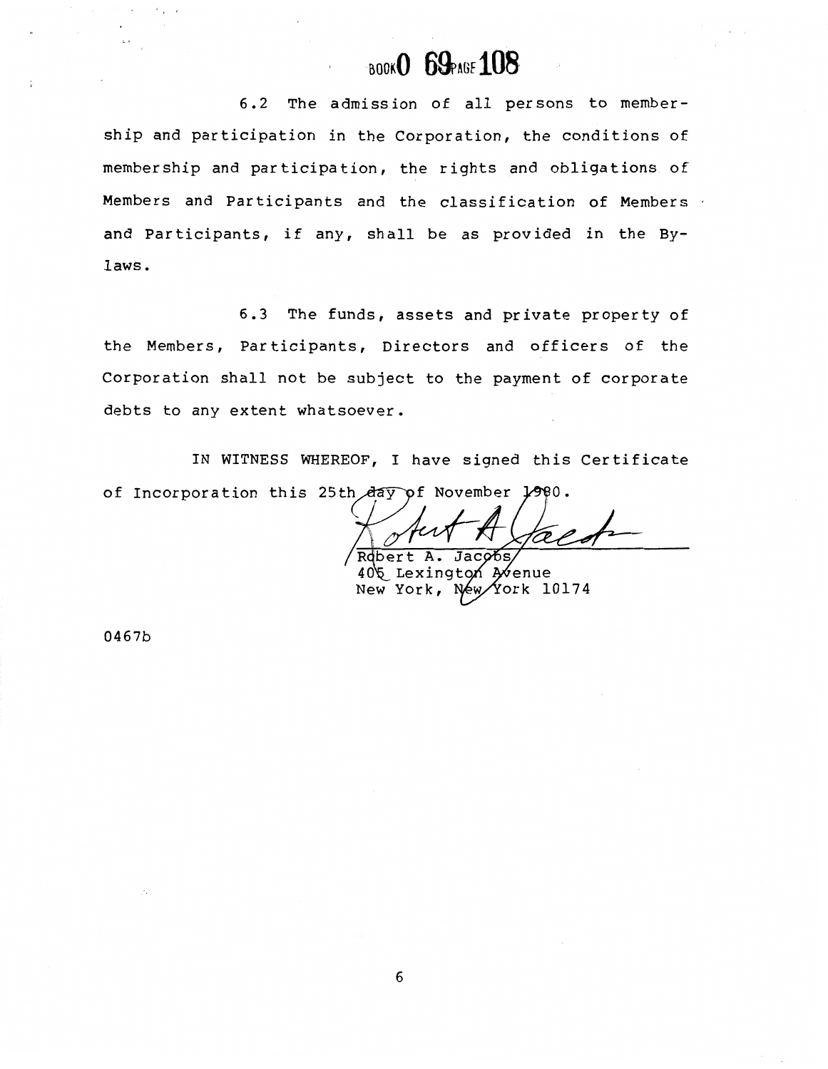BOOK 0 69 PAGE 108

6.2 The admission of all persons to membership and participation in the Corporation, the conditions of membership and participation, the rights and obligations of Members and Participants and the classification of Members and Participants, if any, shall be as provided in the By-laws.

6.3 The funds, assets and private property of the Members, Participants, Directors and officers of the Corporation shall not be subject to the payment of corporate debts to any extent whatsoever.

IN WITNESS WHEREOF, I have signed this Certificate of Incorporation this 25th day of November 1980.

Robert A. Jacobs
405 Lexington Avenue
New York, New York 10174

0467b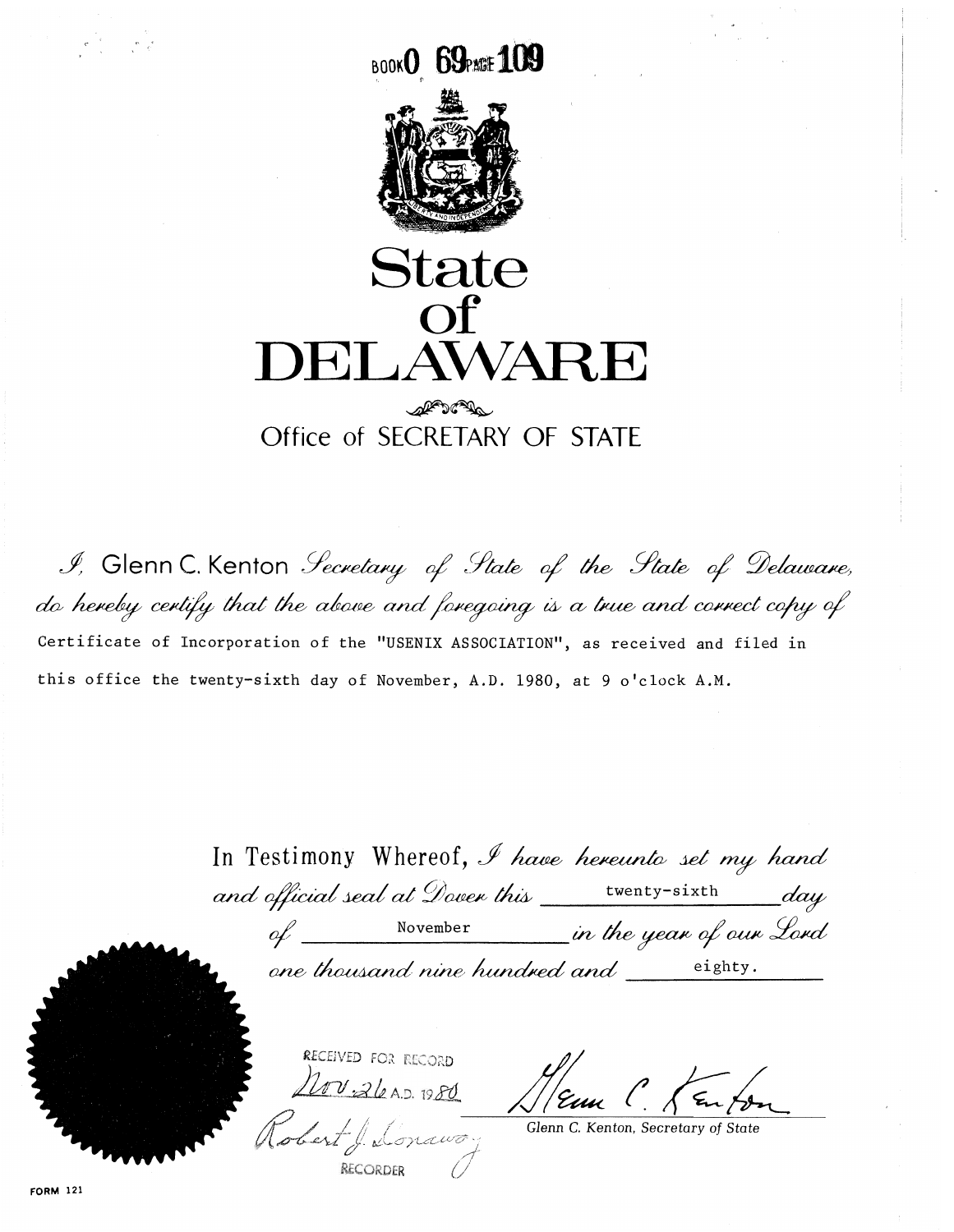BOOK 0 69 PAGE 109

# State of DELAWARE

## Office of SECRETARY OF STATE

*I,* Glenn C. Kenton *Secretary of State of the State of Delaware, do hereby certify that the above and foregoing is a true and correct copy of* Certificate of Incorporation of the "USENIX ASSOCIATION", as received and filed in this office the twenty-sixth day of November, A.D. 1980, at 9 o'clock A.M.

In Testimony Whereof, *I have hereunto set my hand and official seal at Dover this* twenty-sixth *day of* November *in the year of our Lord one thousand nine hundred and* eighty.

RECEIVED FOR RECORD
Nov. 26 A.D. 1980
Robert J. Donaway
RECORDER

Glenn C. Kenton
Glenn C. Kenton, Secretary of State

FORM 121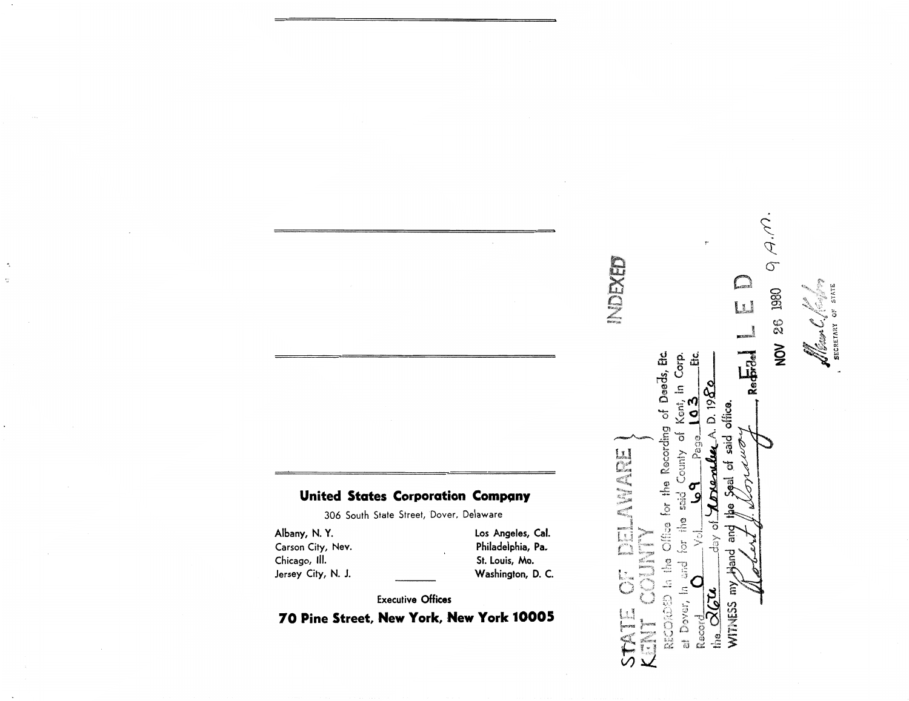**United States Corporation Company**

306 South State Street, Dover, Delaware

| | |
|---|---|
| Albany, N. Y. | Los Angeles, Cal. |
| Carson City, Nev. | Philadelphia, Pa. |
| Chicago, Ill. | St. Louis, Mo. |
| Jersey City, N. J. | Washington, D. C. |

Executive Offices

**70 Pine Street, New York, New York 10005**

STATE OF DELAWARE
KENT COUNTY

RECORDED In the Office for the Recording of Deeds, Etc. at Dover, In and for the said County of Kent, In Corp. Record O Vol. 69 Page 103 Etc. the 26th day of November A. D. 1980

WITNESS my Hand and the Seal of said office.

Robert J. Conway, Recorder

INDEXED

FILED

NOV 26 1980 9 A.M.

SECRETARY OF STATE